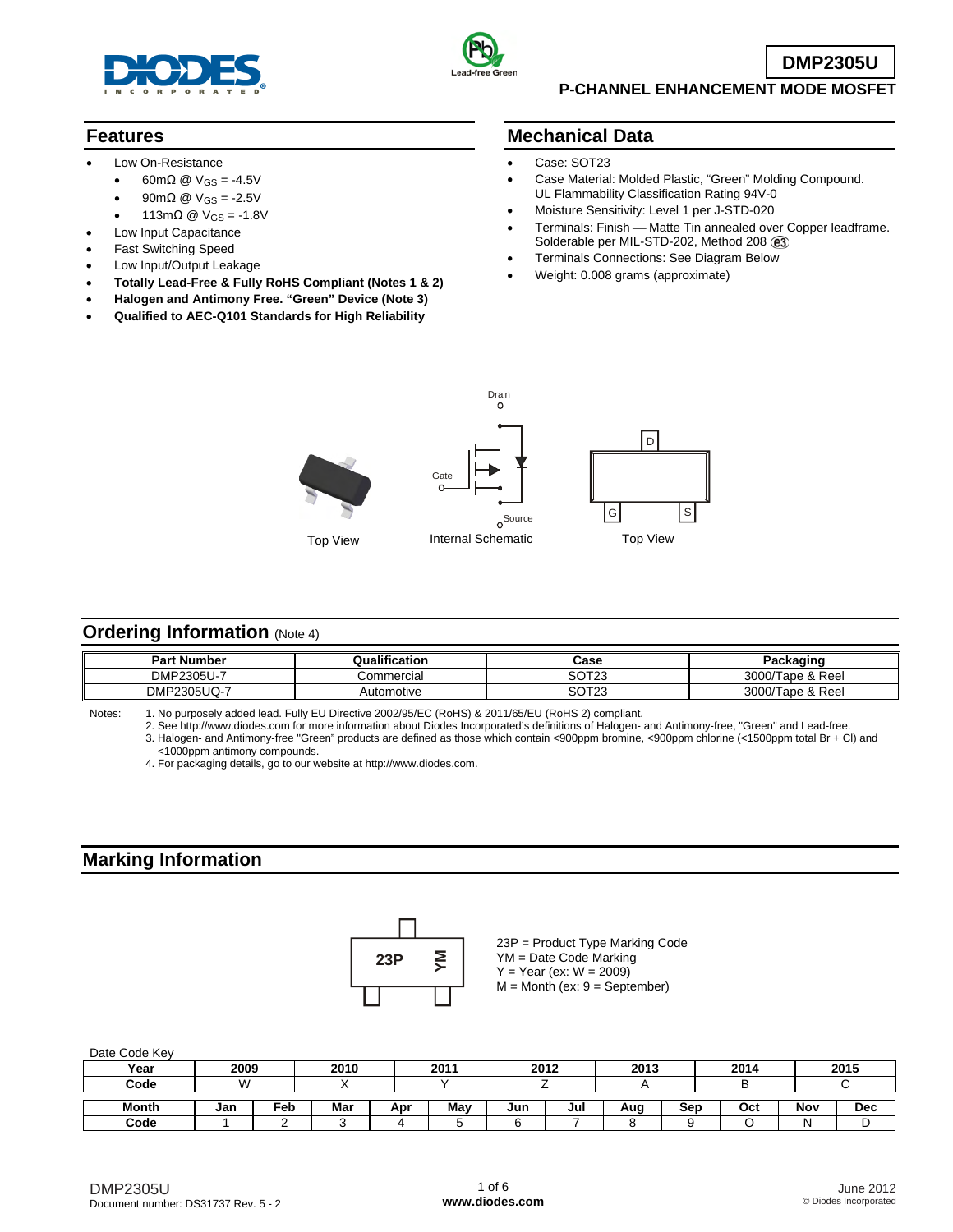# DMP2305U

## P-CHANNEL ENHANCEMENT MODE MOSFET

## Features

- Low On-Resistance
  - 60mΩ @ $V_{GS}$ = -4.5V
  - 90mΩ @ $V_{GS}$ = -2.5V
  - 113mΩ @ $V_{GS}$ = -1.8V
- Low Input Capacitance
- Fast Switching Speed
- Low Input/Output Leakage
- **Totally Lead-Free & Fully RoHS Compliant (Notes 1 & 2)**
- **Halogen and Antimony Free. "Green" Device (Note 3)**
- **Qualified to AEC-Q101 Standards for High Reliability**

## Mechanical Data

- Case: SOT23
- Case Material: Molded Plastic, "Green" Molding Compound. UL Flammability Classification Rating 94V-0
- Moisture Sensitivity: Level 1 per J-STD-020
- Terminals: Finish — Matte Tin annealed over Copper leadframe. Solderable per MIL-STD-202, Method 208 e3
- Terminals Connections: See Diagram Below
- Weight: 0.008 grams (approximate)

Top View — Internal Schematic — Top View

## Ordering Information (Note 4)

| Part Number | Qualification | Case | Packaging |
|---|---|---|---|
| DMP2305U-7 | Commercial | SOT23 | 3000/Tape & Reel |
| DMP2305UQ-7 | Automotive | SOT23 | 3000/Tape & Reel |

Notes:
1. No purposely added lead. Fully EU Directive 2002/95/EC (RoHS) & 2011/65/EU (RoHS 2) compliant.
2. See http://www.diodes.com for more information about Diodes Incorporated's definitions of Halogen- and Antimony-free, "Green" and Lead-free.
3. Halogen- and Antimony-free "Green" products are defined as those which contain <900ppm bromine, <900ppm chlorine (<1500ppm total Br + Cl) and <1000ppm antimony compounds.
4. For packaging details, go to our website at http://www.diodes.com.

## Marking Information

23P = Product Type Marking Code
YM = Date Code Marking
Y = Year (ex: W = 2009)
M = Month (ex: 9 = September)

Date Code Key

| Year | 2009 | 2010 | 2011 | 2012 | 2013 | 2014 | 2015 |
|---|---|---|---|---|---|---|---|
| Code | W | X | Y | Z | A | B | C |

| Month | Jan | Feb | Mar | Apr | May | Jun | Jul | Aug | Sep | Oct | Nov | Dec |
|---|---|---|---|---|---|---|---|---|---|---|---|---|
| Code | 1 | 2 | 3 | 4 | 5 | 6 | 7 | 8 | 9 | O | N | D |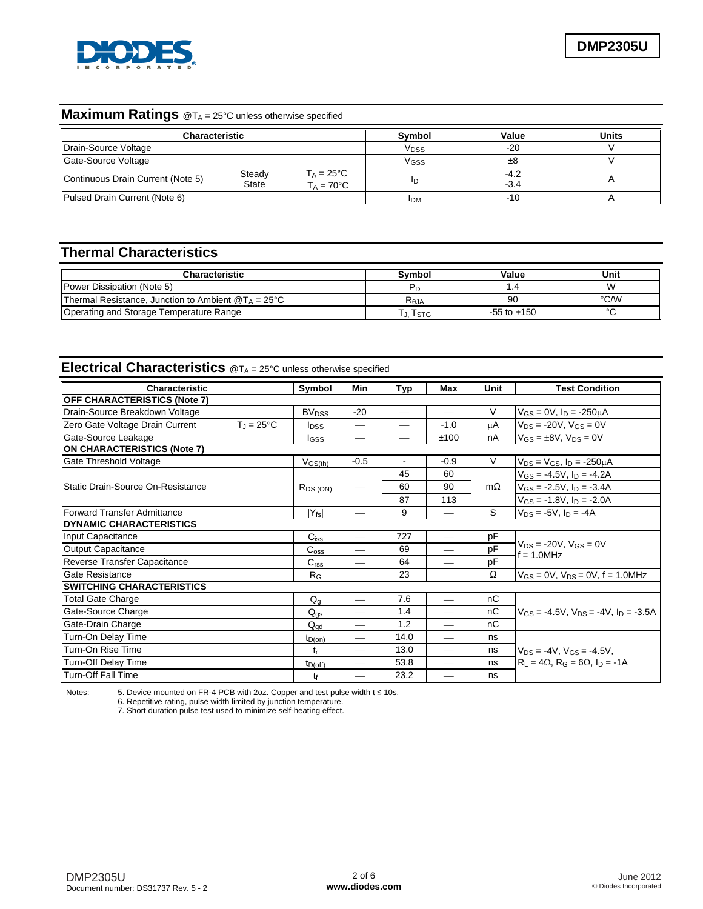## Maximum Ratings @$T_A$ = 25°C unless otherwise specified

| Characteristic | | | Symbol | Value | Units |
|---|---|---|---|---|---|
| Drain-Source Voltage | | | $V_{DSS}$ | -20 | V |
| Gate-Source Voltage | | | $V_{GSS}$ | ±8 | V |
| Continuous Drain Current (Note 5) | Steady State | $T_A$ = 25°C<br>$T_A$ = 70°C | $I_D$ | -4.2<br>-3.4 | A |
| Pulsed Drain Current (Note 6) | | | $I_{DM}$ | -10 | A |

## Thermal Characteristics

| Characteristic | Symbol | Value | Unit |
|---|---|---|---|
| Power Dissipation (Note 5) | $P_D$ | 1.4 | W |
| Thermal Resistance, Junction to Ambient @$T_A$ = 25°C | $R_{θJA}$ | 90 | °C/W |
| Operating and Storage Temperature Range | $T_J$, $T_{STG}$ | -55 to +150 | °C |

## Electrical Characteristics @$T_A$ = 25°C unless otherwise specified

| Characteristic | Symbol | Min | Typ | Max | Unit | Test Condition |
|---|---|---|---|---|---|---|
| **OFF CHARACTERISTICS (Note 7)** | | | | | | |
| Drain-Source Breakdown Voltage | $BV_{DSS}$ | -20 | — | — | V | $V_{GS}$ = 0V, $I_D$ = -250μA |
| Zero Gate Voltage Drain Current $T_J$ = 25°C | $I_{DSS}$ | — | — | -1.0 | μA | $V_{DS}$ = -20V, $V_{GS}$ = 0V |
| Gate-Source Leakage | $I_{GSS}$ | — | — | ±100 | nA | $V_{GS}$ = ±8V, $V_{DS}$ = 0V |
| **ON CHARACTERISTICS (Note 7)** | | | | | | |
| Gate Threshold Voltage | $V_{GS(th)}$ | -0.5 | - | -0.9 | V | $V_{DS}$ = $V_{GS}$, $I_D$ = -250μA |
| Static Drain-Source On-Resistance | $R_{DS\,(ON)}$ | — | 45 | 60 | mΩ | $V_{GS}$ = -4.5V, $I_D$ = -4.2A |
| | | | 60 | 90 | | $V_{GS}$ = -2.5V, $I_D$ = -3.4A |
| | | | 87 | 113 | | $V_{GS}$ = -1.8V, $I_D$ = -2.0A |
| Forward Transfer Admittance | $\|Y_{fs}\|$ | — | 9 | — | S | $V_{DS}$ = -5V, $I_D$ = -4A |
| **DYNAMIC CHARACTERISTICS** | | | | | | |
| Input Capacitance | $C_{iss}$ | — | 727 | — | pF | $V_{DS}$ = -20V, $V_{GS}$ = 0V f = 1.0MHz |
| Output Capacitance | $C_{oss}$ | — | 69 | — | pF | |
| Reverse Transfer Capacitance | $C_{rss}$ | — | 64 | — | pF | |
| Gate Resistance | $R_G$ | | 23 | | Ω | $V_{GS}$ = 0V, $V_{DS}$ = 0V, f = 1.0MHz |
| **SWITCHING CHARACTERISTICS** | | | | | | |
| Total Gate Charge | $Q_g$ | — | 7.6 | — | nC | $V_{GS}$ = -4.5V, $V_{DS}$ = -4V, $I_D$ = -3.5A |
| Gate-Source Charge | $Q_{gs}$ | — | 1.4 | — | nC | |
| Gate-Drain Charge | $Q_{gd}$ | — | 1.2 | — | nC | |
| Turn-On Delay Time | $t_{D(on)}$ | — | 14.0 | — | ns | $V_{DS}$ = -4V, $V_{GS}$ = -4.5V, $R_L$ = 4Ω, $R_G$ = 6Ω, $I_D$ = -1A |
| Turn-On Rise Time | $t_r$ | — | 13.0 | — | ns | |
| Turn-Off Delay Time | $t_{D(off)}$ | — | 53.8 | — | ns | |
| Turn-Off Fall Time | $t_f$ | — | 23.2 | — | ns | |

Notes:
5. Device mounted on FR-4 PCB with 2oz. Copper and test pulse width t ≤ 10s.
6. Repetitive rating, pulse width limited by junction temperature.
7. Short duration pulse test used to minimize self-heating effect.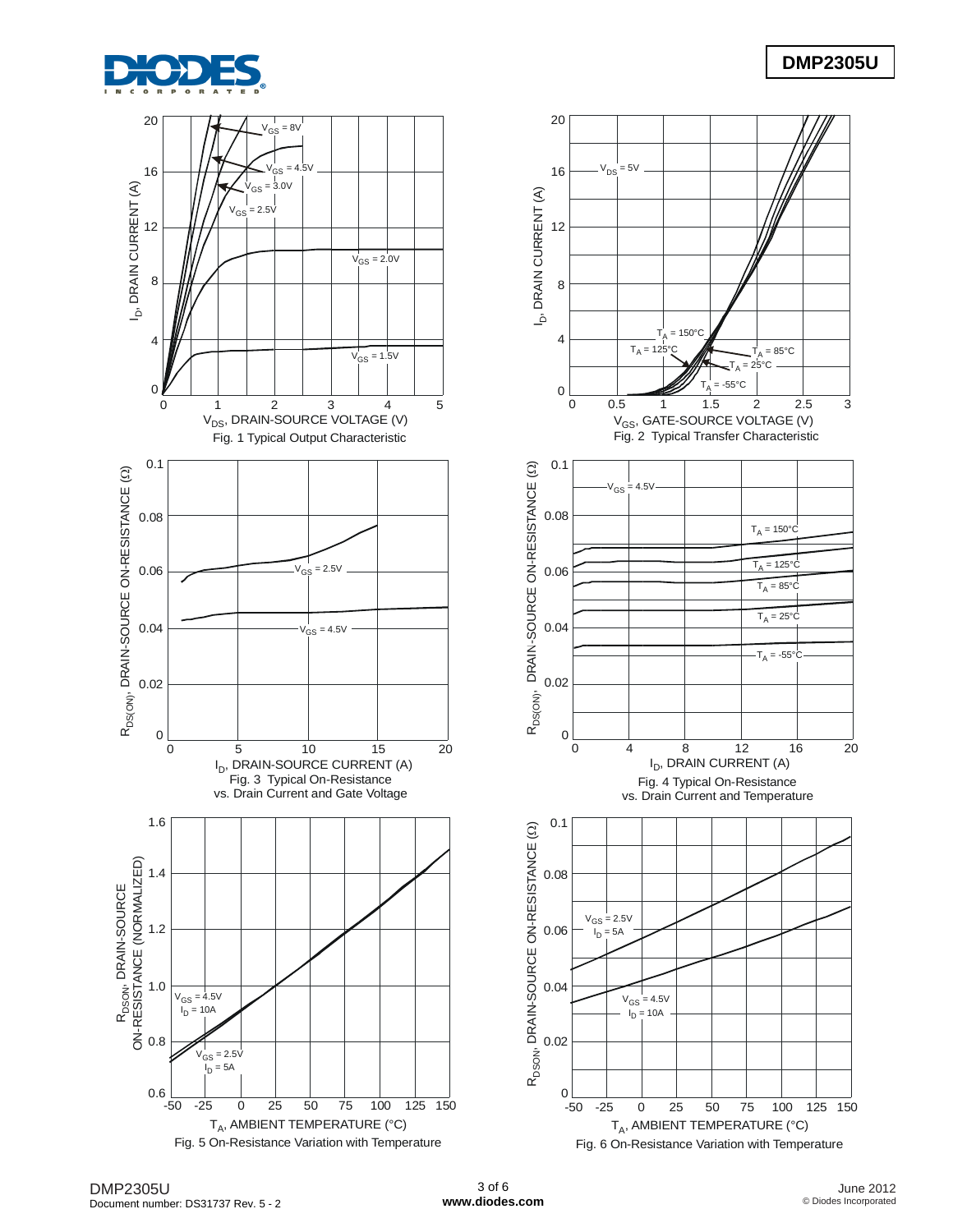Fig. 1 Typical Output Characteristic

Fig. 2 Typical Transfer Characteristic

Fig. 3 Typical On-Resistance vs. Drain Current and Gate Voltage

Fig. 4 Typical On-Resistance vs. Drain Current and Temperature

Fig. 5 On-Resistance Variation with Temperature

Fig. 6 On-Resistance Variation with Temperature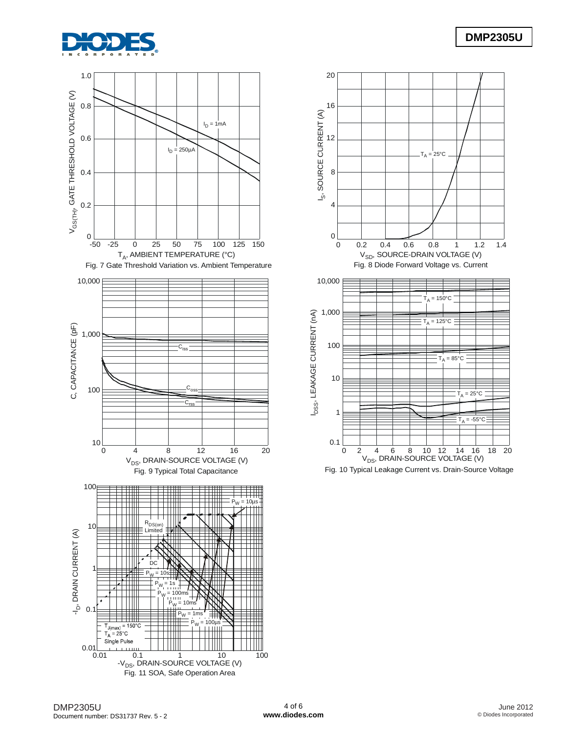Fig. 7 Gate Threshold Variation vs. Ambient Temperature

Fig. 8 Diode Forward Voltage vs. Current

Fig. 9 Typical Total Capacitance

Fig. 10 Typical Leakage Current vs. Drain-Source Voltage

Fig. 11 SOA, Safe Operation Area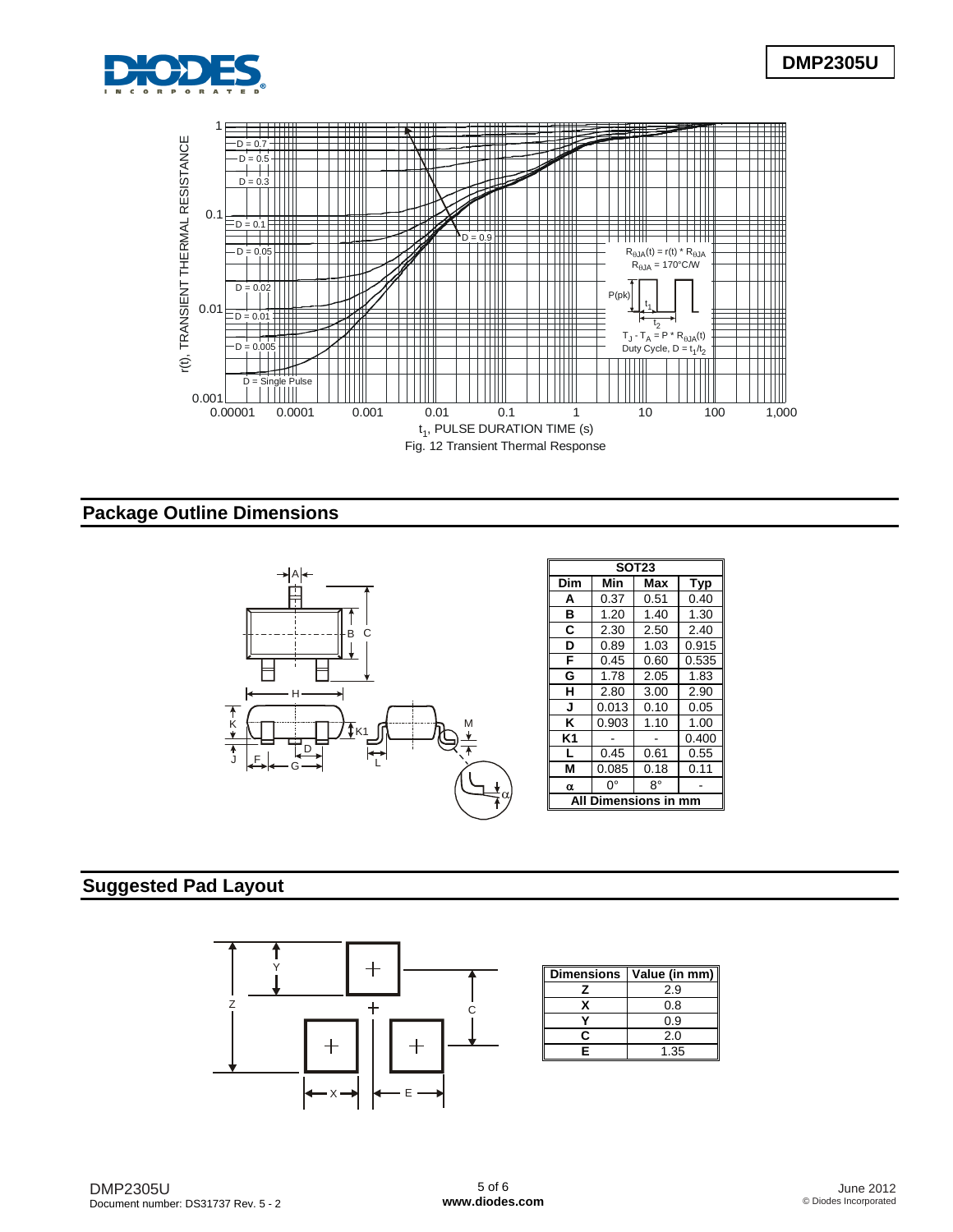Fig. 12 Transient Thermal Response

## Package Outline Dimensions

| SOT23 | | | |
|---|---|---|---|
| **Dim** | **Min** | **Max** | **Typ** |
| **A** | 0.37 | 0.51 | 0.40 |
| **B** | 1.20 | 1.40 | 1.30 |
| **C** | 2.30 | 2.50 | 2.40 |
| **D** | 0.89 | 1.03 | 0.915 |
| **F** | 0.45 | 0.60 | 0.535 |
| **G** | 1.78 | 2.05 | 1.83 |
| **H** | 2.80 | 3.00 | 2.90 |
| **J** | 0.013 | 0.10 | 0.05 |
| **K** | 0.903 | 1.10 | 1.00 |
| **K1** | - | - | 0.400 |
| **L** | 0.45 | 0.61 | 0.55 |
| **M** | 0.085 | 0.18 | 0.11 |
| **α** | 0° | 8° | - |
| **All Dimensions in mm** | | | |

## Suggested Pad Layout

| Dimensions | Value (in mm) |
|---|---|
| **Z** | 2.9 |
| **X** | 0.8 |
| **Y** | 0.9 |
| **C** | 2.0 |
| **E** | 1.35 |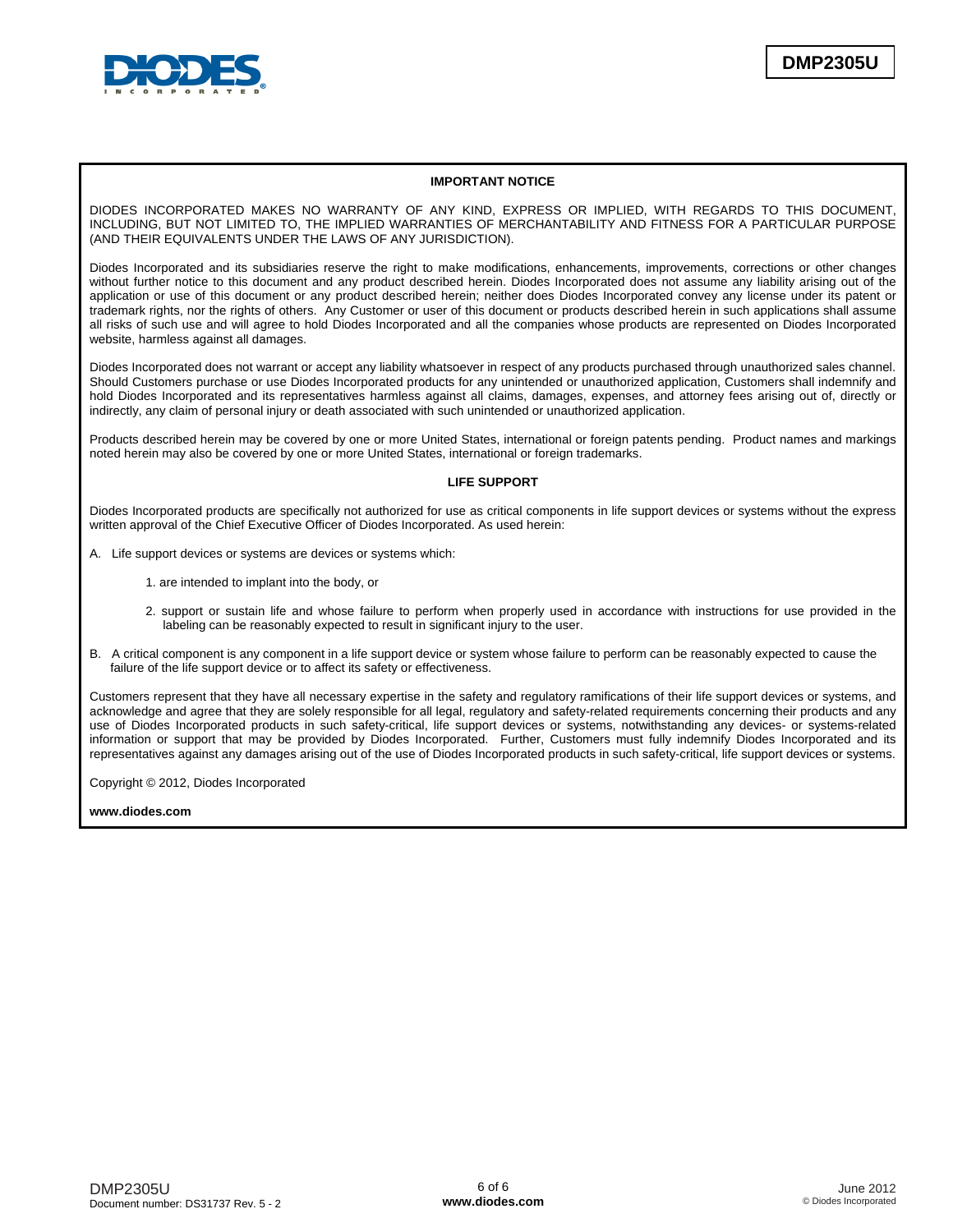## IMPORTANT NOTICE

DIODES INCORPORATED MAKES NO WARRANTY OF ANY KIND, EXPRESS OR IMPLIED, WITH REGARDS TO THIS DOCUMENT, INCLUDING, BUT NOT LIMITED TO, THE IMPLIED WARRANTIES OF MERCHANTABILITY AND FITNESS FOR A PARTICULAR PURPOSE (AND THEIR EQUIVALENTS UNDER THE LAWS OF ANY JURISDICTION).

Diodes Incorporated and its subsidiaries reserve the right to make modifications, enhancements, improvements, corrections or other changes without further notice to this document and any product described herein. Diodes Incorporated does not assume any liability arising out of the application or use of this document or any product described herein; neither does Diodes Incorporated convey any license under its patent or trademark rights, nor the rights of others. Any Customer or user of this document or products described herein in such applications shall assume all risks of such use and will agree to hold Diodes Incorporated and all the companies whose products are represented on Diodes Incorporated website, harmless against all damages.

Diodes Incorporated does not warrant or accept any liability whatsoever in respect of any products purchased through unauthorized sales channel. Should Customers purchase or use Diodes Incorporated products for any unintended or unauthorized application, Customers shall indemnify and hold Diodes Incorporated and its representatives harmless against all claims, damages, expenses, and attorney fees arising out of, directly or indirectly, any claim of personal injury or death associated with such unintended or unauthorized application.

Products described herein may be covered by one or more United States, international or foreign patents pending. Product names and markings noted herein may also be covered by one or more United States, international or foreign trademarks.

## LIFE SUPPORT

Diodes Incorporated products are specifically not authorized for use as critical components in life support devices or systems without the express written approval of the Chief Executive Officer of Diodes Incorporated. As used herein:

A. Life support devices or systems are devices or systems which:

1. are intended to implant into the body, or
2. support or sustain life and whose failure to perform when properly used in accordance with instructions for use provided in the labeling can be reasonably expected to result in significant injury to the user.

B. A critical component is any component in a life support device or system whose failure to perform can be reasonably expected to cause the failure of the life support device or to affect its safety or effectiveness.

Customers represent that they have all necessary expertise in the safety and regulatory ramifications of their life support devices or systems, and acknowledge and agree that they are solely responsible for all legal, regulatory and safety-related requirements concerning their products and any use of Diodes Incorporated products in such safety-critical, life support devices or systems, notwithstanding any devices- or systems-related information or support that may be provided by Diodes Incorporated. Further, Customers must fully indemnify Diodes Incorporated and its representatives against any damages arising out of the use of Diodes Incorporated products in such safety-critical, life support devices or systems.

Copyright © 2012, Diodes Incorporated

**www.diodes.com**